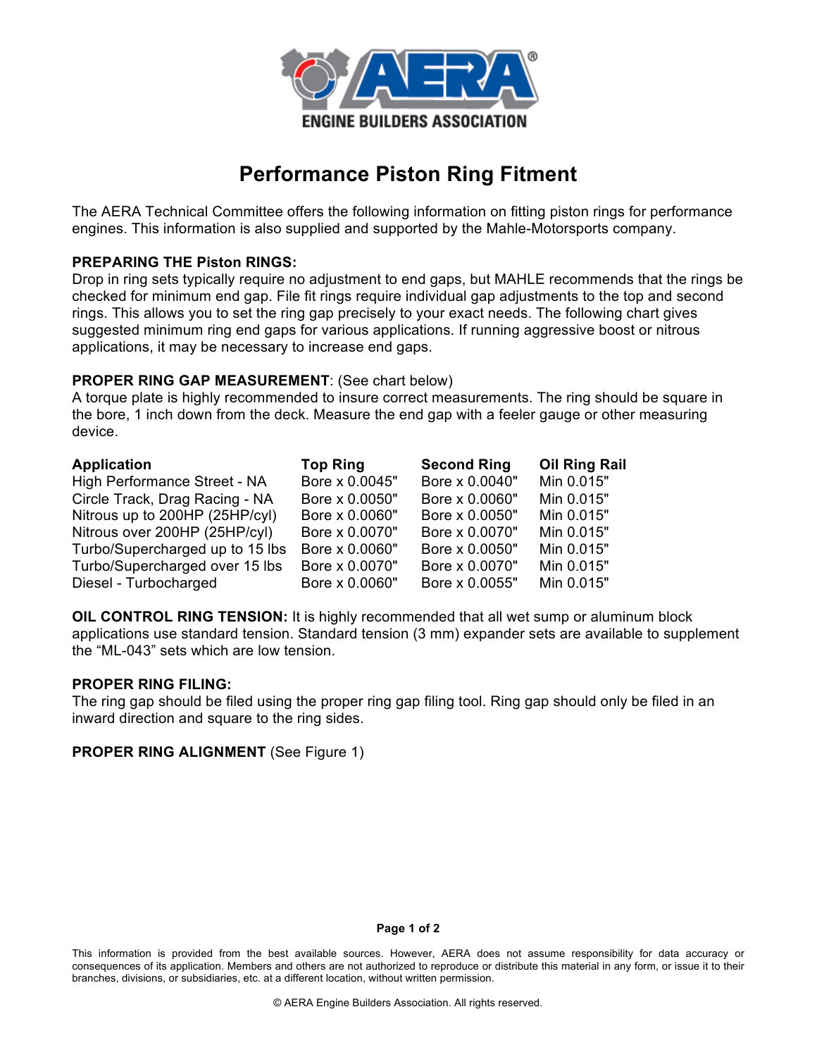# Performance Piston Ring Fitment

The AERA Technical Committee offers the following information on fitting piston rings for performance engines. This information is also supplied and supported by the Mahle-Motorsports company.

**PREPARING THE Piston RINGS:**
Drop in ring sets typically require no adjustment to end gaps, but MAHLE recommends that the rings be checked for minimum end gap. File fit rings require individual gap adjustments to the top and second rings. This allows you to set the ring gap precisely to your exact needs. The following chart gives suggested minimum ring end gaps for various applications. If running aggressive boost or nitrous applications, it may be necessary to increase end gaps.

**PROPER RING GAP MEASUREMENT**: (See chart below)
A torque plate is highly recommended to insure correct measurements. The ring should be square in the bore, 1 inch down from the deck. Measure the end gap with a feeler gauge or other measuring device.

| Application | Top Ring | Second Ring | Oil Ring Rail |
|---|---|---|---|
| High Performance Street - NA | Bore x 0.0045" | Bore x 0.0040" | Min 0.015" |
| Circle Track, Drag Racing - NA | Bore x 0.0050" | Bore x 0.0060" | Min 0.015" |
| Nitrous up to 200HP (25HP/cyl) | Bore x 0.0060" | Bore x 0.0050" | Min 0.015" |
| Nitrous over 200HP (25HP/cyl) | Bore x 0.0070" | Bore x 0.0070" | Min 0.015" |
| Turbo/Supercharged up to 15 lbs | Bore x 0.0060" | Bore x 0.0050" | Min 0.015" |
| Turbo/Supercharged over 15 lbs | Bore x 0.0070" | Bore x 0.0070" | Min 0.015" |
| Diesel - Turbocharged | Bore x 0.0060" | Bore x 0.0055" | Min 0.015" |

**OIL CONTROL RING TENSION:** It is highly recommended that all wet sump or aluminum block applications use standard tension. Standard tension (3 mm) expander sets are available to supplement the "ML-043" sets which are low tension.

**PROPER RING FILING:**
The ring gap should be filed using the proper ring gap filing tool. Ring gap should only be filed in an inward direction and square to the ring sides.

**PROPER RING ALIGNMENT** (See Figure 1)

This information is provided from the best available sources. However, AERA does not assume responsibility for data accuracy or consequences of its application. Members and others are not authorized to reproduce or distribute this material in any form, or issue it to their branches, divisions, or subsidiaries, etc. at a different location, without written permission.

© AERA Engine Builders Association. All rights reserved.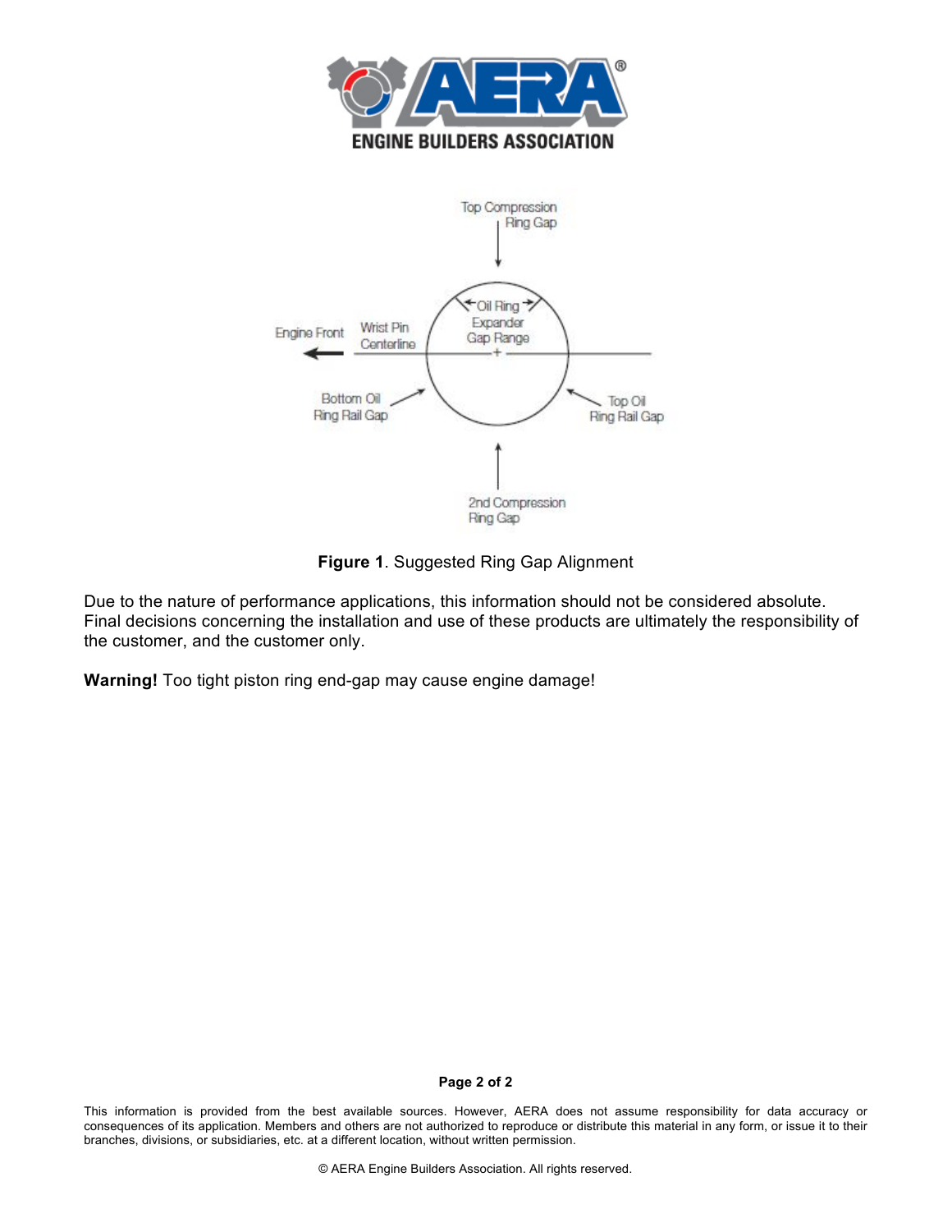Top Compression Ring Gap

Oil Ring Expander Gap Range

Engine Front

Wrist Pin Centerline

Bottom Oil Ring Rail Gap

Top Oil Ring Rail Gap

2nd Compression Ring Gap

**Figure 1**. Suggested Ring Gap Alignment

Due to the nature of performance applications, this information should not be considered absolute. Final decisions concerning the installation and use of these products are ultimately the responsibility of the customer, and the customer only.

**Warning!** Too tight piston ring end-gap may cause engine damage!

This information is provided from the best available sources. However, AERA does not assume responsibility for data accuracy or consequences of its application. Members and others are not authorized to reproduce or distribute this material in any form, or issue it to their branches, divisions, or subsidiaries, etc. at a different location, without written permission.

© AERA Engine Builders Association. All rights reserved.